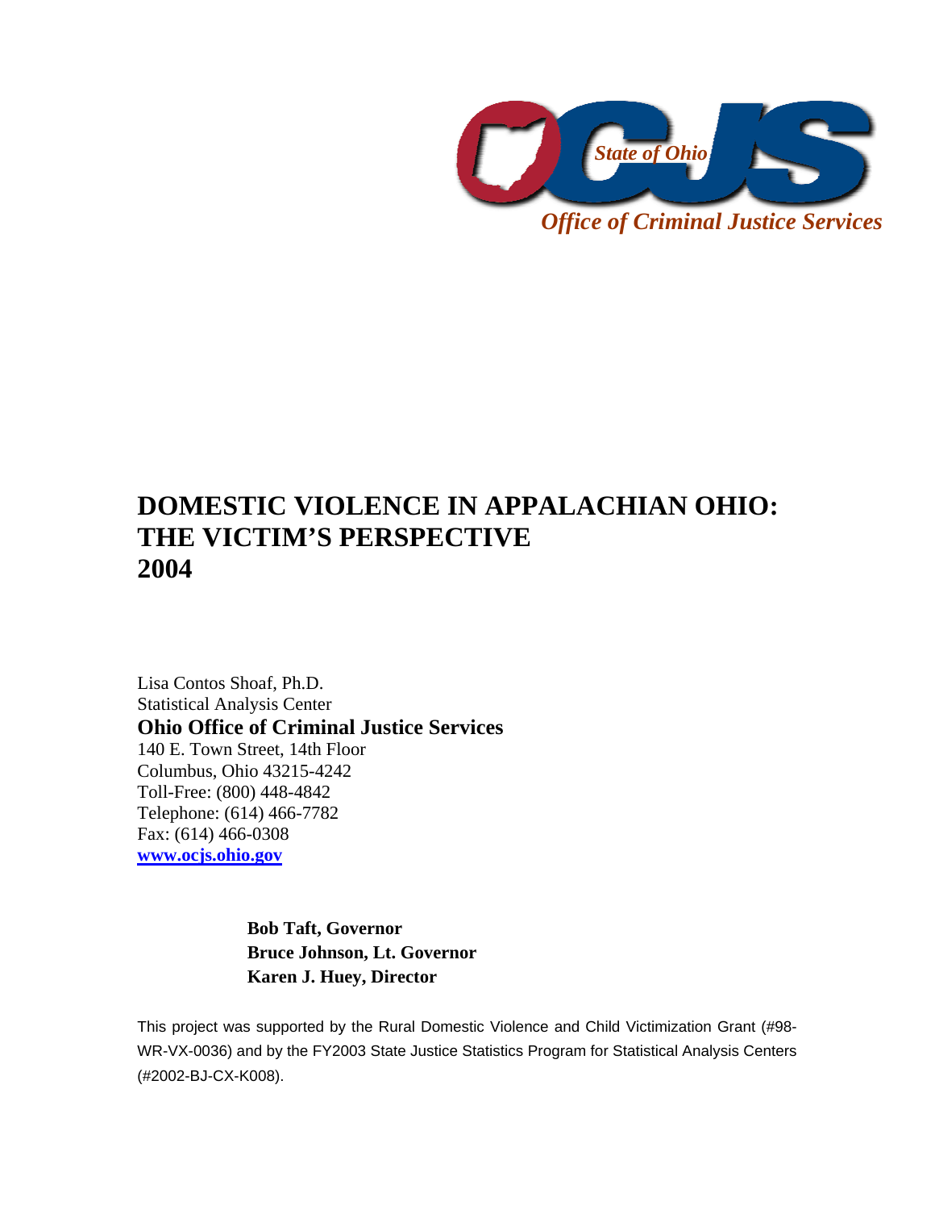*State of Ohio*

*Office of Criminal Justice Services*

# DOMESTIC VIOLENCE IN APPALACHIAN OHIO: THE VICTIM'S PERSPECTIVE 2004

Lisa Contos Shoaf, Ph.D.
Statistical Analysis Center
**Ohio Office of Criminal Justice Services**
140 E. Town Street, 14th Floor
Columbus, Ohio 43215-4242
Toll-Free: (800) 448-4842
Telephone: (614) 466-7782
Fax: (614) 466-0308
**www.ocjs.ohio.gov**

**Bob Taft, Governor**
**Bruce Johnson, Lt. Governor**
**Karen J. Huey, Director**

This project was supported by the Rural Domestic Violence and Child Victimization Grant (#98-WR-VX-0036) and by the FY2003 State Justice Statistics Program for Statistical Analysis Centers (#2002-BJ-CX-K008).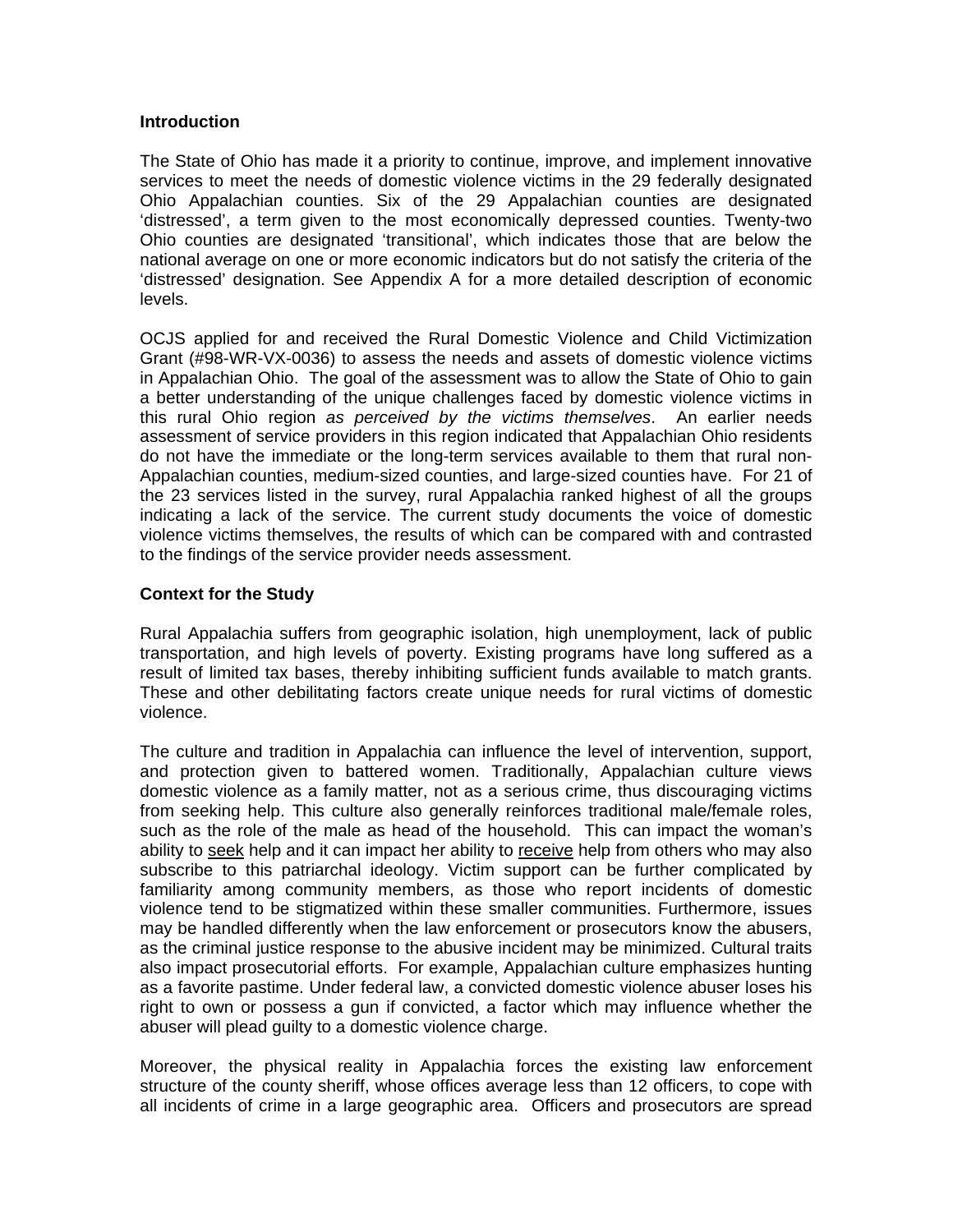**Introduction**

The State of Ohio has made it a priority to continue, improve, and implement innovative services to meet the needs of domestic violence victims in the 29 federally designated Ohio Appalachian counties. Six of the 29 Appalachian counties are designated 'distressed', a term given to the most economically depressed counties. Twenty-two Ohio counties are designated 'transitional', which indicates those that are below the national average on one or more economic indicators but do not satisfy the criteria of the 'distressed' designation. See Appendix A for a more detailed description of economic levels.

OCJS applied for and received the Rural Domestic Violence and Child Victimization Grant (#98-WR-VX-0036) to assess the needs and assets of domestic violence victims in Appalachian Ohio. The goal of the assessment was to allow the State of Ohio to gain a better understanding of the unique challenges faced by domestic violence victims in this rural Ohio region *as perceived by the victims themselves*. An earlier needs assessment of service providers in this region indicated that Appalachian Ohio residents do not have the immediate or the long-term services available to them that rural non-Appalachian counties, medium-sized counties, and large-sized counties have. For 21 of the 23 services listed in the survey, rural Appalachia ranked highest of all the groups indicating a lack of the service. The current study documents the voice of domestic violence victims themselves, the results of which can be compared with and contrasted to the findings of the service provider needs assessment.

**Context for the Study**

Rural Appalachia suffers from geographic isolation, high unemployment, lack of public transportation, and high levels of poverty. Existing programs have long suffered as a result of limited tax bases, thereby inhibiting sufficient funds available to match grants. These and other debilitating factors create unique needs for rural victims of domestic violence.

The culture and tradition in Appalachia can influence the level of intervention, support, and protection given to battered women. Traditionally, Appalachian culture views domestic violence as a family matter, not as a serious crime, thus discouraging victims from seeking help. This culture also generally reinforces traditional male/female roles, such as the role of the male as head of the household. This can impact the woman's ability to seek help and it can impact her ability to receive help from others who may also subscribe to this patriarchal ideology. Victim support can be further complicated by familiarity among community members, as those who report incidents of domestic violence tend to be stigmatized within these smaller communities. Furthermore, issues may be handled differently when the law enforcement or prosecutors know the abusers, as the criminal justice response to the abusive incident may be minimized. Cultural traits also impact prosecutorial efforts. For example, Appalachian culture emphasizes hunting as a favorite pastime. Under federal law, a convicted domestic violence abuser loses his right to own or possess a gun if convicted, a factor which may influence whether the abuser will plead guilty to a domestic violence charge.

Moreover, the physical reality in Appalachia forces the existing law enforcement structure of the county sheriff, whose offices average less than 12 officers, to cope with all incidents of crime in a large geographic area. Officers and prosecutors are spread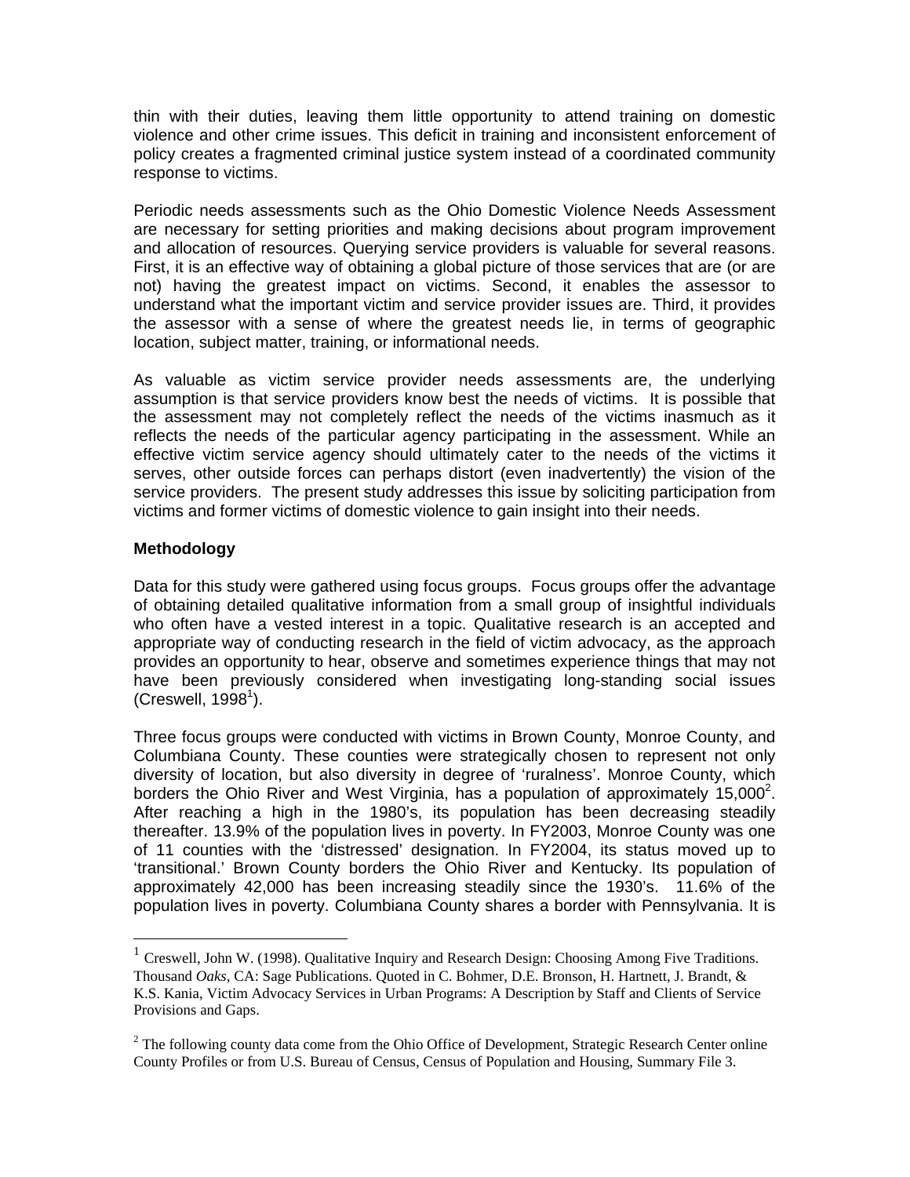thin with their duties, leaving them little opportunity to attend training on domestic violence and other crime issues. This deficit in training and inconsistent enforcement of policy creates a fragmented criminal justice system instead of a coordinated community response to victims.

Periodic needs assessments such as the Ohio Domestic Violence Needs Assessment are necessary for setting priorities and making decisions about program improvement and allocation of resources. Querying service providers is valuable for several reasons. First, it is an effective way of obtaining a global picture of those services that are (or are not) having the greatest impact on victims. Second, it enables the assessor to understand what the important victim and service provider issues are. Third, it provides the assessor with a sense of where the greatest needs lie, in terms of geographic location, subject matter, training, or informational needs.

As valuable as victim service provider needs assessments are, the underlying assumption is that service providers know best the needs of victims. It is possible that the assessment may not completely reflect the needs of the victims inasmuch as it reflects the needs of the particular agency participating in the assessment. While an effective victim service agency should ultimately cater to the needs of the victims it serves, other outside forces can perhaps distort (even inadvertently) the vision of the service providers. The present study addresses this issue by soliciting participation from victims and former victims of domestic violence to gain insight into their needs.

**Methodology**

Data for this study were gathered using focus groups. Focus groups offer the advantage of obtaining detailed qualitative information from a small group of insightful individuals who often have a vested interest in a topic. Qualitative research is an accepted and appropriate way of conducting research in the field of victim advocacy, as the approach provides an opportunity to hear, observe and sometimes experience things that may not have been previously considered when investigating long-standing social issues (Creswell, 1998[1]).

Three focus groups were conducted with victims in Brown County, Monroe County, and Columbiana County. These counties were strategically chosen to represent not only diversity of location, but also diversity in degree of 'ruralness'. Monroe County, which borders the Ohio River and West Virginia, has a population of approximately 15,000[2]. After reaching a high in the 1980's, its population has been decreasing steadily thereafter. 13.9% of the population lives in poverty. In FY2003, Monroe County was one of 11 counties with the 'distressed' designation. In FY2004, its status moved up to 'transitional.' Brown County borders the Ohio River and Kentucky. Its population of approximately 42,000 has been increasing steadily since the 1930's. 11.6% of the population lives in poverty. Columbiana County shares a border with Pennsylvania. It is

---

[1] Creswell, John W. (1998). Qualitative Inquiry and Research Design: Choosing Among Five Traditions. Thousand *Oaks*, CA: Sage Publications. Quoted in C. Bohmer, D.E. Bronson, H. Hartnett, J. Brandt, & K.S. Kania, Victim Advocacy Services in Urban Programs: A Description by Staff and Clients of Service Provisions and Gaps.

[2] The following county data come from the Ohio Office of Development, Strategic Research Center online County Profiles or from U.S. Bureau of Census, Census of Population and Housing, Summary File 3.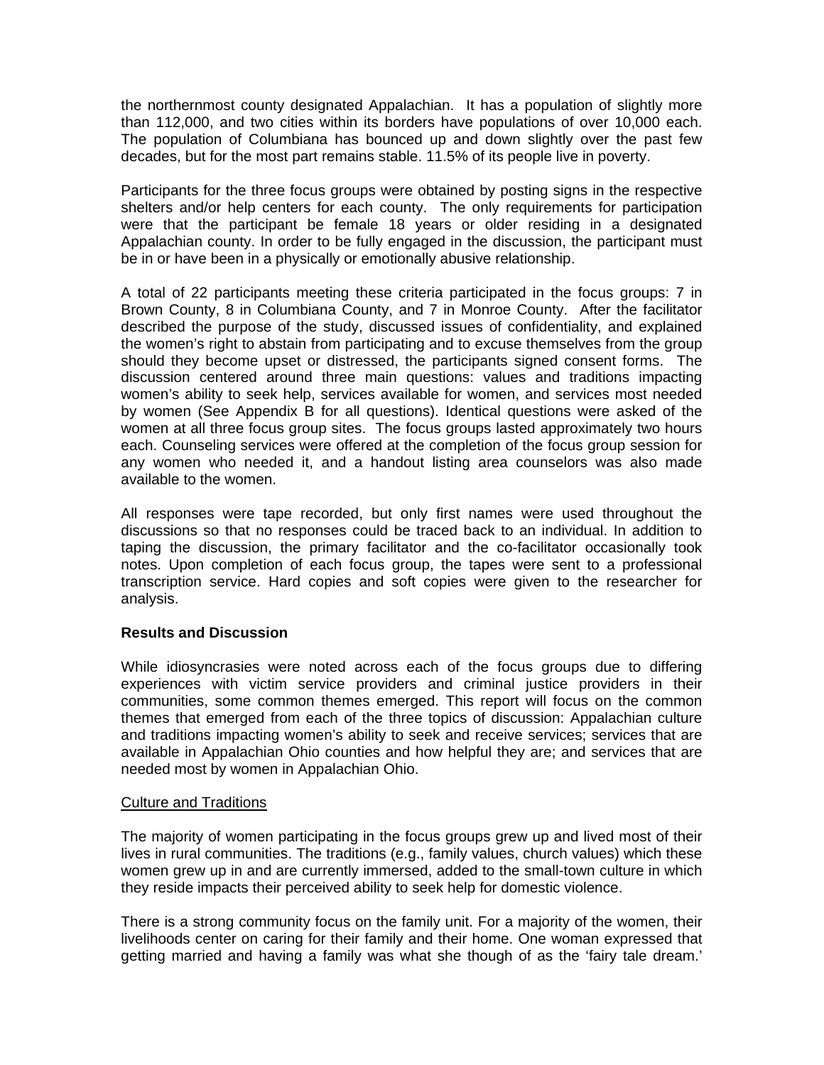the northernmost county designated Appalachian. It has a population of slightly more than 112,000, and two cities within its borders have populations of over 10,000 each. The population of Columbiana has bounced up and down slightly over the past few decades, but for the most part remains stable. 11.5% of its people live in poverty.

Participants for the three focus groups were obtained by posting signs in the respective shelters and/or help centers for each county. The only requirements for participation were that the participant be female 18 years or older residing in a designated Appalachian county. In order to be fully engaged in the discussion, the participant must be in or have been in a physically or emotionally abusive relationship.

A total of 22 participants meeting these criteria participated in the focus groups: 7 in Brown County, 8 in Columbiana County, and 7 in Monroe County. After the facilitator described the purpose of the study, discussed issues of confidentiality, and explained the women's right to abstain from participating and to excuse themselves from the group should they become upset or distressed, the participants signed consent forms. The discussion centered around three main questions: values and traditions impacting women's ability to seek help, services available for women, and services most needed by women (See Appendix B for all questions). Identical questions were asked of the women at all three focus group sites. The focus groups lasted approximately two hours each. Counseling services were offered at the completion of the focus group session for any women who needed it, and a handout listing area counselors was also made available to the women.

All responses were tape recorded, but only first names were used throughout the discussions so that no responses could be traced back to an individual. In addition to taping the discussion, the primary facilitator and the co-facilitator occasionally took notes. Upon completion of each focus group, the tapes were sent to a professional transcription service. Hard copies and soft copies were given to the researcher for analysis.

**Results and Discussion**

While idiosyncrasies were noted across each of the focus groups due to differing experiences with victim service providers and criminal justice providers in their communities, some common themes emerged. This report will focus on the common themes that emerged from each of the three topics of discussion: Appalachian culture and traditions impacting women's ability to seek and receive services; services that are available in Appalachian Ohio counties and how helpful they are; and services that are needed most by women in Appalachian Ohio.

Culture and Traditions

The majority of women participating in the focus groups grew up and lived most of their lives in rural communities. The traditions (e.g., family values, church values) which these women grew up in and are currently immersed, added to the small-town culture in which they reside impacts their perceived ability to seek help for domestic violence.

There is a strong community focus on the family unit. For a majority of the women, their livelihoods center on caring for their family and their home. One woman expressed that getting married and having a family was what she though of as the 'fairy tale dream.'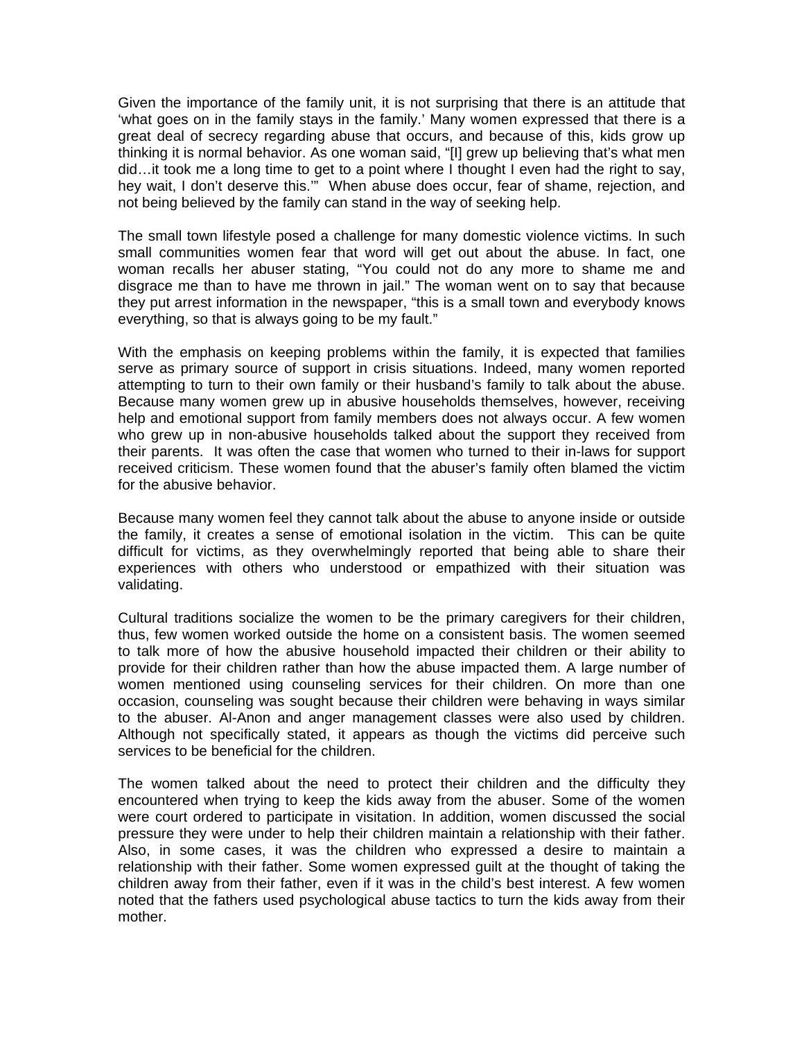Given the importance of the family unit, it is not surprising that there is an attitude that 'what goes on in the family stays in the family.' Many women expressed that there is a great deal of secrecy regarding abuse that occurs, and because of this, kids grow up thinking it is normal behavior. As one woman said, "[I] grew up believing that's what men did…it took me a long time to get to a point where I thought I even had the right to say, hey wait, I don't deserve this.'" When abuse does occur, fear of shame, rejection, and not being believed by the family can stand in the way of seeking help.

The small town lifestyle posed a challenge for many domestic violence victims. In such small communities women fear that word will get out about the abuse. In fact, one woman recalls her abuser stating, "You could not do any more to shame me and disgrace me than to have me thrown in jail." The woman went on to say that because they put arrest information in the newspaper, "this is a small town and everybody knows everything, so that is always going to be my fault."

With the emphasis on keeping problems within the family, it is expected that families serve as primary source of support in crisis situations. Indeed, many women reported attempting to turn to their own family or their husband's family to talk about the abuse. Because many women grew up in abusive households themselves, however, receiving help and emotional support from family members does not always occur. A few women who grew up in non-abusive households talked about the support they received from their parents. It was often the case that women who turned to their in-laws for support received criticism. These women found that the abuser's family often blamed the victim for the abusive behavior.

Because many women feel they cannot talk about the abuse to anyone inside or outside the family, it creates a sense of emotional isolation in the victim. This can be quite difficult for victims, as they overwhelmingly reported that being able to share their experiences with others who understood or empathized with their situation was validating.

Cultural traditions socialize the women to be the primary caregivers for their children, thus, few women worked outside the home on a consistent basis. The women seemed to talk more of how the abusive household impacted their children or their ability to provide for their children rather than how the abuse impacted them. A large number of women mentioned using counseling services for their children. On more than one occasion, counseling was sought because their children were behaving in ways similar to the abuser. Al-Anon and anger management classes were also used by children. Although not specifically stated, it appears as though the victims did perceive such services to be beneficial for the children.

The women talked about the need to protect their children and the difficulty they encountered when trying to keep the kids away from the abuser. Some of the women were court ordered to participate in visitation. In addition, women discussed the social pressure they were under to help their children maintain a relationship with their father. Also, in some cases, it was the children who expressed a desire to maintain a relationship with their father. Some women expressed guilt at the thought of taking the children away from their father, even if it was in the child's best interest. A few women noted that the fathers used psychological abuse tactics to turn the kids away from their mother.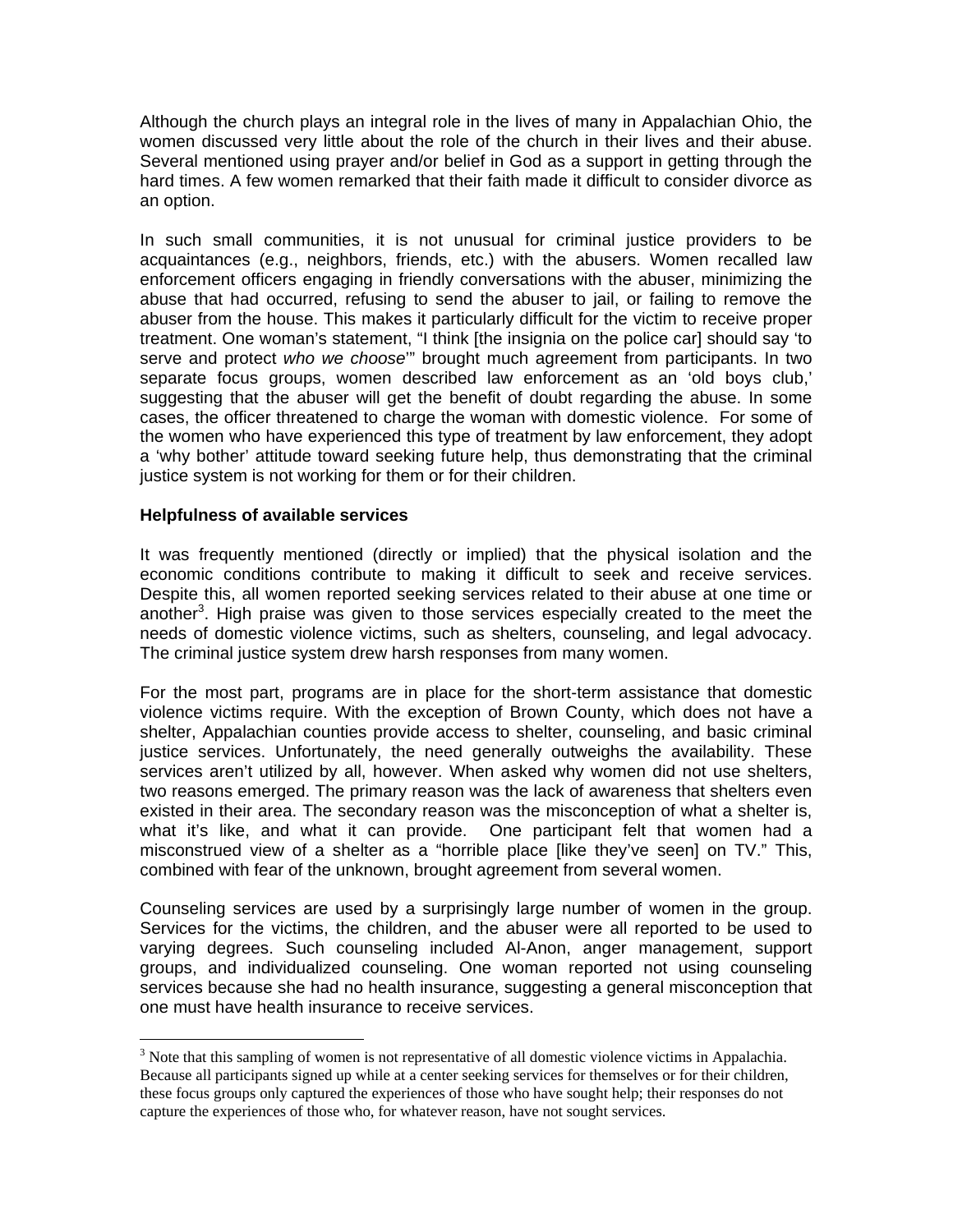Although the church plays an integral role in the lives of many in Appalachian Ohio, the women discussed very little about the role of the church in their lives and their abuse. Several mentioned using prayer and/or belief in God as a support in getting through the hard times. A few women remarked that their faith made it difficult to consider divorce as an option.

In such small communities, it is not unusual for criminal justice providers to be acquaintances (e.g., neighbors, friends, etc.) with the abusers. Women recalled law enforcement officers engaging in friendly conversations with the abuser, minimizing the abuse that had occurred, refusing to send the abuser to jail, or failing to remove the abuser from the house. This makes it particularly difficult for the victim to receive proper treatment. One woman's statement, "I think [the insignia on the police car] should say 'to serve and protect *who we choose*'" brought much agreement from participants. In two separate focus groups, women described law enforcement as an 'old boys club,' suggesting that the abuser will get the benefit of doubt regarding the abuse. In some cases, the officer threatened to charge the woman with domestic violence. For some of the women who have experienced this type of treatment by law enforcement, they adopt a 'why bother' attitude toward seeking future help, thus demonstrating that the criminal justice system is not working for them or for their children.

**Helpfulness of available services**

It was frequently mentioned (directly or implied) that the physical isolation and the economic conditions contribute to making it difficult to seek and receive services. Despite this, all women reported seeking services related to their abuse at one time or another[3]. High praise was given to those services especially created to the meet the needs of domestic violence victims, such as shelters, counseling, and legal advocacy. The criminal justice system drew harsh responses from many women.

For the most part, programs are in place for the short-term assistance that domestic violence victims require. With the exception of Brown County, which does not have a shelter, Appalachian counties provide access to shelter, counseling, and basic criminal justice services. Unfortunately, the need generally outweighs the availability. These services aren't utilized by all, however. When asked why women did not use shelters, two reasons emerged. The primary reason was the lack of awareness that shelters even existed in their area. The secondary reason was the misconception of what a shelter is, what it's like, and what it can provide. One participant felt that women had a misconstrued view of a shelter as a "horrible place [like they've seen] on TV." This, combined with fear of the unknown, brought agreement from several women.

Counseling services are used by a surprisingly large number of women in the group. Services for the victims, the children, and the abuser were all reported to be used to varying degrees. Such counseling included Al-Anon, anger management, support groups, and individualized counseling. One woman reported not using counseling services because she had no health insurance, suggesting a general misconception that one must have health insurance to receive services.

---

[3] Note that this sampling of women is not representative of all domestic violence victims in Appalachia. Because all participants signed up while at a center seeking services for themselves or for their children, these focus groups only captured the experiences of those who have sought help; their responses do not capture the experiences of those who, for whatever reason, have not sought services.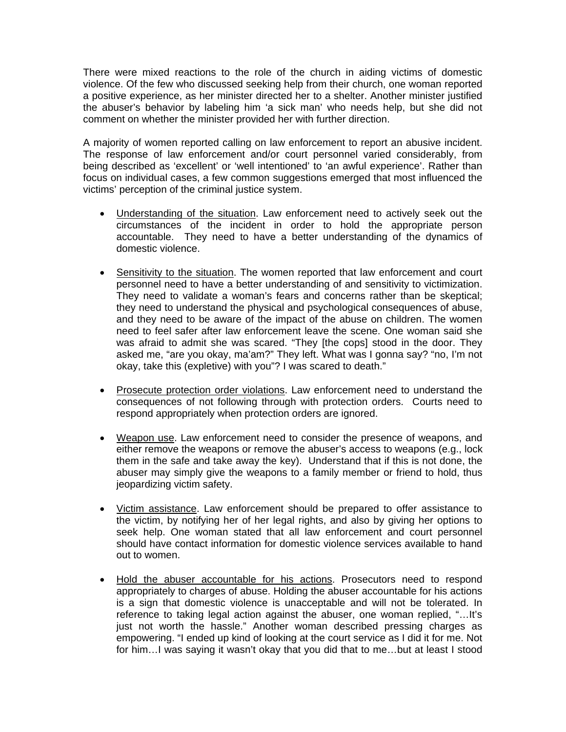There were mixed reactions to the role of the church in aiding victims of domestic violence. Of the few who discussed seeking help from their church, one woman reported a positive experience, as her minister directed her to a shelter. Another minister justified the abuser's behavior by labeling him 'a sick man' who needs help, but she did not comment on whether the minister provided her with further direction.

A majority of women reported calling on law enforcement to report an abusive incident. The response of law enforcement and/or court personnel varied considerably, from being described as 'excellent' or 'well intentioned' to 'an awful experience'. Rather than focus on individual cases, a few common suggestions emerged that most influenced the victims' perception of the criminal justice system.

- <u>Understanding of the situation</u>. Law enforcement need to actively seek out the circumstances of the incident in order to hold the appropriate person accountable. They need to have a better understanding of the dynamics of domestic violence.

- <u>Sensitivity to the situation</u>. The women reported that law enforcement and court personnel need to have a better understanding of and sensitivity to victimization. They need to validate a woman's fears and concerns rather than be skeptical; they need to understand the physical and psychological consequences of abuse, and they need to be aware of the impact of the abuse on children. The women need to feel safer after law enforcement leave the scene. One woman said she was afraid to admit she was scared. "They [the cops] stood in the door. They asked me, "are you okay, ma'am?" They left. What was I gonna say? "no, I'm not okay, take this (expletive) with you"? I was scared to death."

- <u>Prosecute protection order violations</u>. Law enforcement need to understand the consequences of not following through with protection orders. Courts need to respond appropriately when protection orders are ignored.

- <u>Weapon use</u>. Law enforcement need to consider the presence of weapons, and either remove the weapons or remove the abuser's access to weapons (e.g., lock them in the safe and take away the key). Understand that if this is not done, the abuser may simply give the weapons to a family member or friend to hold, thus jeopardizing victim safety.

- <u>Victim assistance</u>. Law enforcement should be prepared to offer assistance to the victim, by notifying her of her legal rights, and also by giving her options to seek help. One woman stated that all law enforcement and court personnel should have contact information for domestic violence services available to hand out to women.

- <u>Hold the abuser accountable for his actions</u>. Prosecutors need to respond appropriately to charges of abuse. Holding the abuser accountable for his actions is a sign that domestic violence is unacceptable and will not be tolerated. In reference to taking legal action against the abuser, one woman replied, "…It's just not worth the hassle." Another woman described pressing charges as empowering. "I ended up kind of looking at the court service as I did it for me. Not for him…I was saying it wasn't okay that you did that to me…but at least I stood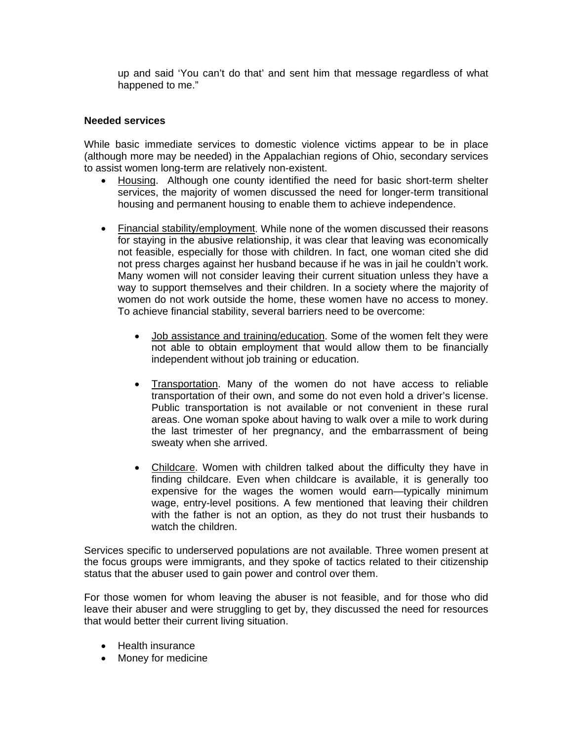up and said 'You can't do that' and sent him that message regardless of what happened to me."

**Needed services**

While basic immediate services to domestic violence victims appear to be in place (although more may be needed) in the Appalachian regions of Ohio, secondary services to assist women long-term are relatively non-existent.

- <u>Housing</u>. Although one county identified the need for basic short-term shelter services, the majority of women discussed the need for longer-term transitional housing and permanent housing to enable them to achieve independence.

- <u>Financial stability/employment</u>. While none of the women discussed their reasons for staying in the abusive relationship, it was clear that leaving was economically not feasible, especially for those with children. In fact, one woman cited she did not press charges against her husband because if he was in jail he couldn't work. Many women will not consider leaving their current situation unless they have a way to support themselves and their children. In a society where the majority of women do not work outside the home, these women have no access to money. To achieve financial stability, several barriers need to be overcome:

    - <u>Job assistance and training/education</u>. Some of the women felt they were not able to obtain employment that would allow them to be financially independent without job training or education.

    - <u>Transportation</u>. Many of the women do not have access to reliable transportation of their own, and some do not even hold a driver's license. Public transportation is not available or not convenient in these rural areas. One woman spoke about having to walk over a mile to work during the last trimester of her pregnancy, and the embarrassment of being sweaty when she arrived.

    - <u>Childcare</u>. Women with children talked about the difficulty they have in finding childcare. Even when childcare is available, it is generally too expensive for the wages the women would earn—typically minimum wage, entry-level positions. A few mentioned that leaving their children with the father is not an option, as they do not trust their husbands to watch the children.

Services specific to underserved populations are not available. Three women present at the focus groups were immigrants, and they spoke of tactics related to their citizenship status that the abuser used to gain power and control over them.

For those women for whom leaving the abuser is not feasible, and for those who did leave their abuser and were struggling to get by, they discussed the need for resources that would better their current living situation.

- Health insurance
- Money for medicine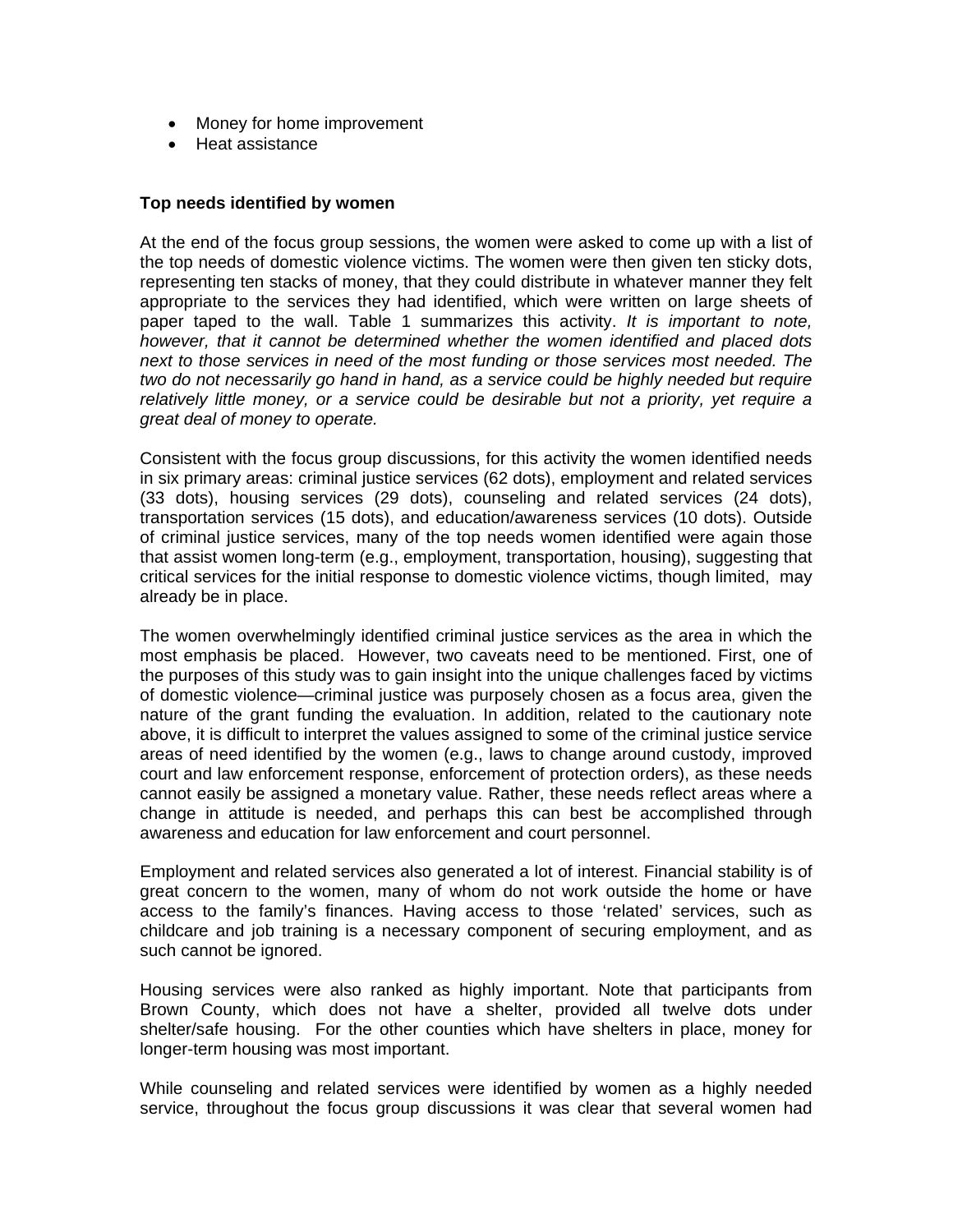- Money for home improvement
- Heat assistance

**Top needs identified by women**

At the end of the focus group sessions, the women were asked to come up with a list of the top needs of domestic violence victims. The women were then given ten sticky dots, representing ten stacks of money, that they could distribute in whatever manner they felt appropriate to the services they had identified, which were written on large sheets of paper taped to the wall. Table 1 summarizes this activity. *It is important to note, however, that it cannot be determined whether the women identified and placed dots next to those services in need of the most funding or those services most needed. The two do not necessarily go hand in hand, as a service could be highly needed but require relatively little money, or a service could be desirable but not a priority, yet require a great deal of money to operate.*

Consistent with the focus group discussions, for this activity the women identified needs in six primary areas: criminal justice services (62 dots), employment and related services (33 dots), housing services (29 dots), counseling and related services (24 dots), transportation services (15 dots), and education/awareness services (10 dots). Outside of criminal justice services, many of the top needs women identified were again those that assist women long-term (e.g., employment, transportation, housing), suggesting that critical services for the initial response to domestic violence victims, though limited, may already be in place.

The women overwhelmingly identified criminal justice services as the area in which the most emphasis be placed. However, two caveats need to be mentioned. First, one of the purposes of this study was to gain insight into the unique challenges faced by victims of domestic violence—criminal justice was purposely chosen as a focus area, given the nature of the grant funding the evaluation. In addition, related to the cautionary note above, it is difficult to interpret the values assigned to some of the criminal justice service areas of need identified by the women (e.g., laws to change around custody, improved court and law enforcement response, enforcement of protection orders), as these needs cannot easily be assigned a monetary value. Rather, these needs reflect areas where a change in attitude is needed, and perhaps this can best be accomplished through awareness and education for law enforcement and court personnel.

Employment and related services also generated a lot of interest. Financial stability is of great concern to the women, many of whom do not work outside the home or have access to the family's finances. Having access to those 'related' services, such as childcare and job training is a necessary component of securing employment, and as such cannot be ignored.

Housing services were also ranked as highly important. Note that participants from Brown County, which does not have a shelter, provided all twelve dots under shelter/safe housing. For the other counties which have shelters in place, money for longer-term housing was most important.

While counseling and related services were identified by women as a highly needed service, throughout the focus group discussions it was clear that several women had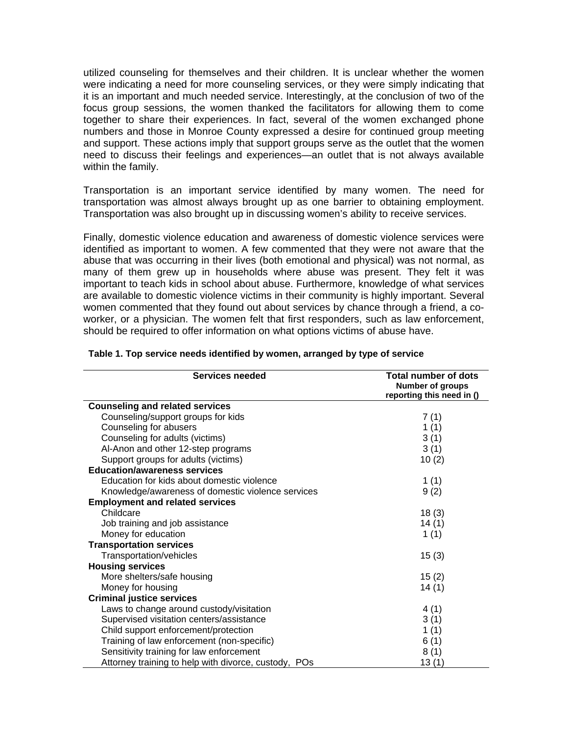utilized counseling for themselves and their children. It is unclear whether the women were indicating a need for more counseling services, or they were simply indicating that it is an important and much needed service. Interestingly, at the conclusion of two of the focus group sessions, the women thanked the facilitators for allowing them to come together to share their experiences. In fact, several of the women exchanged phone numbers and those in Monroe County expressed a desire for continued group meeting and support. These actions imply that support groups serve as the outlet that the women need to discuss their feelings and experiences—an outlet that is not always available within the family.

Transportation is an important service identified by many women. The need for transportation was almost always brought up as one barrier to obtaining employment. Transportation was also brought up in discussing women's ability to receive services.

Finally, domestic violence education and awareness of domestic violence services were identified as important to women. A few commented that they were not aware that the abuse that was occurring in their lives (both emotional and physical) was not normal, as many of them grew up in households where abuse was present. They felt it was important to teach kids in school about abuse. Furthermore, knowledge of what services are available to domestic violence victims in their community is highly important. Several women commented that they found out about services by chance through a friend, a co-worker, or a physician. The women felt that first responders, such as law enforcement, should be required to offer information on what options victims of abuse have.

**Table 1. Top service needs identified by women, arranged by type of service**

| Services needed | Total number of dots<br>Number of groups reporting this need in () |
|---|---|
| **Counseling and related services** | |
| Counseling/support groups for kids | 7 (1) |
| Counseling for abusers | 1 (1) |
| Counseling for adults (victims) | 3 (1) |
| Al-Anon and other 12-step programs | 3 (1) |
| Support groups for adults (victims) | 10 (2) |
| **Education/awareness services** | |
| Education for kids about domestic violence | 1 (1) |
| Knowledge/awareness of domestic violence services | 9 (2) |
| **Employment and related services** | |
| Childcare | 18 (3) |
| Job training and job assistance | 14 (1) |
| Money for education | 1 (1) |
| **Transportation services** | |
| Transportation/vehicles | 15 (3) |
| **Housing services** | |
| More shelters/safe housing | 15 (2) |
| Money for housing | 14 (1) |
| **Criminal justice services** | |
| Laws to change around custody/visitation | 4 (1) |
| Supervised visitation centers/assistance | 3 (1) |
| Child support enforcement/protection | 1 (1) |
| Training of law enforcement (non-specific) | 6 (1) |
| Sensitivity training for law enforcement | 8 (1) |
| Attorney training to help with divorce, custody, POs | 13 (1) |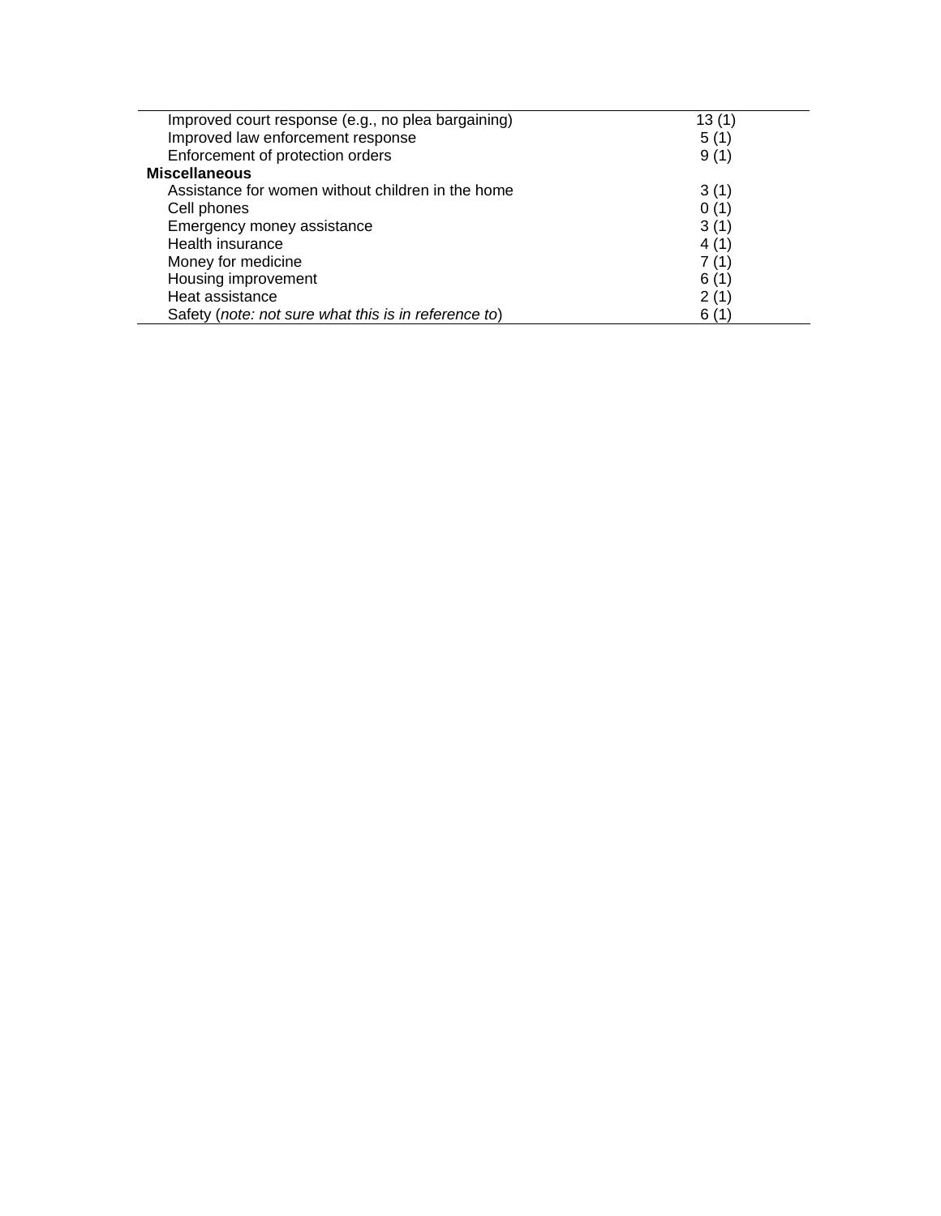| | |
|---|---|
| Improved court response (e.g., no plea bargaining) | 13 (1) |
| Improved law enforcement response | 5 (1) |
| Enforcement of protection orders | 9 (1) |
| **Miscellaneous** | |
| Assistance for women without children in the home | 3 (1) |
| Cell phones | 0 (1) |
| Emergency money assistance | 3 (1) |
| Health insurance | 4 (1) |
| Money for medicine | 7 (1) |
| Housing improvement | 6 (1) |
| Heat assistance | 2 (1) |
| Safety (*note: not sure what this is in reference to*) | 6 (1) |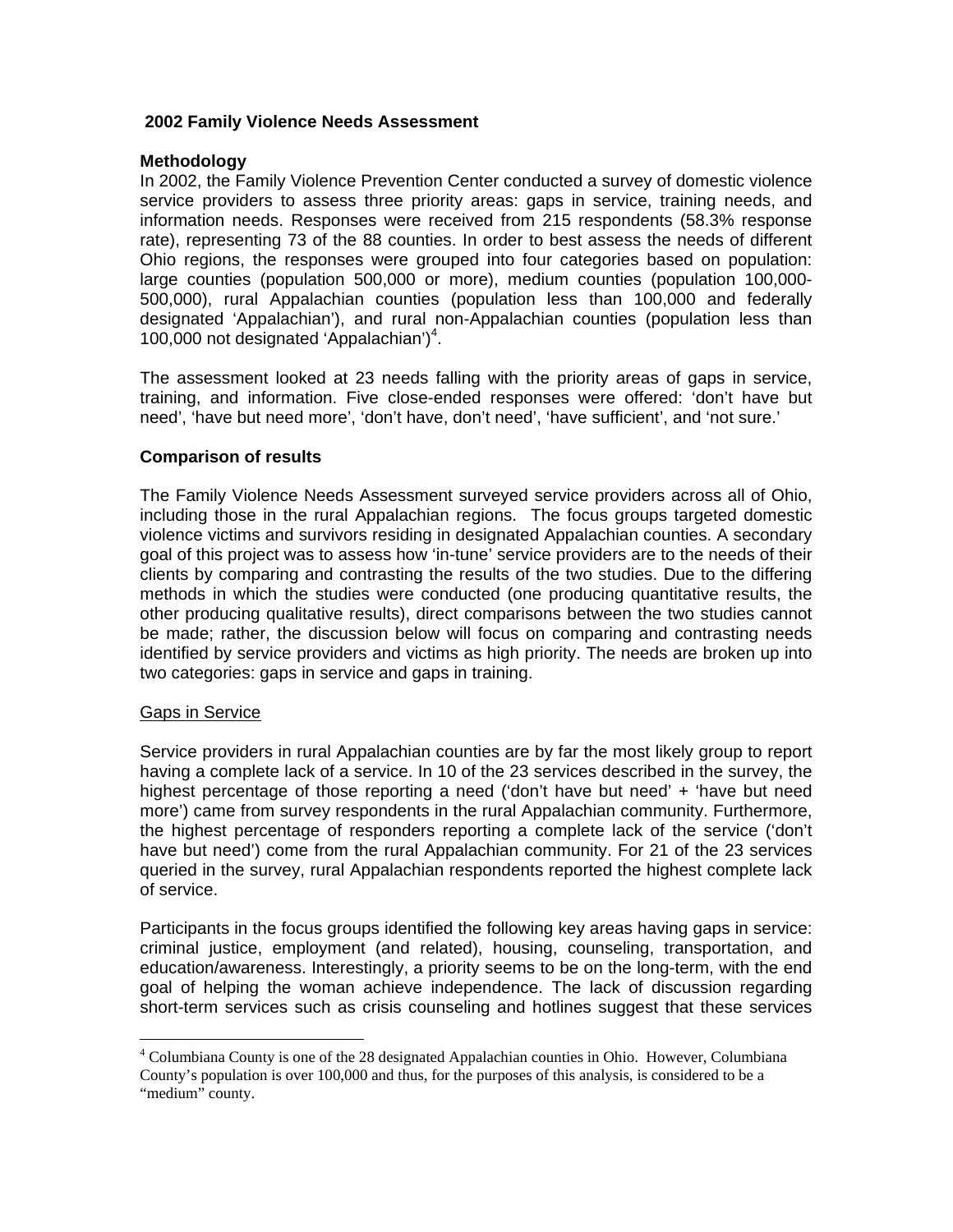## 2002 Family Violence Needs Assessment

### Methodology

In 2002, the Family Violence Prevention Center conducted a survey of domestic violence service providers to assess three priority areas: gaps in service, training needs, and information needs. Responses were received from 215 respondents (58.3% response rate), representing 73 of the 88 counties. In order to best assess the needs of different Ohio regions, the responses were grouped into four categories based on population: large counties (population 500,000 or more), medium counties (population 100,000-500,000), rural Appalachian counties (population less than 100,000 and federally designated 'Appalachian'), and rural non-Appalachian counties (population less than 100,000 not designated 'Appalachian')[4].

The assessment looked at 23 needs falling with the priority areas of gaps in service, training, and information. Five close-ended responses were offered: 'don't have but need', 'have but need more', 'don't have, don't need', 'have sufficient', and 'not sure.'

### Comparison of results

The Family Violence Needs Assessment surveyed service providers across all of Ohio, including those in the rural Appalachian regions. The focus groups targeted domestic violence victims and survivors residing in designated Appalachian counties. A secondary goal of this project was to assess how 'in-tune' service providers are to the needs of their clients by comparing and contrasting the results of the two studies. Due to the differing methods in which the studies were conducted (one producing quantitative results, the other producing qualitative results), direct comparisons between the two studies cannot be made; rather, the discussion below will focus on comparing and contrasting needs identified by service providers and victims as high priority. The needs are broken up into two categories: gaps in service and gaps in training.

<u>Gaps in Service</u>

Service providers in rural Appalachian counties are by far the most likely group to report having a complete lack of a service. In 10 of the 23 services described in the survey, the highest percentage of those reporting a need ('don't have but need' + 'have but need more') came from survey respondents in the rural Appalachian community. Furthermore, the highest percentage of responders reporting a complete lack of the service ('don't have but need') come from the rural Appalachian community. For 21 of the 23 services queried in the survey, rural Appalachian respondents reported the highest complete lack of service.

Participants in the focus groups identified the following key areas having gaps in service: criminal justice, employment (and related), housing, counseling, transportation, and education/awareness. Interestingly, a priority seems to be on the long-term, with the end goal of helping the woman achieve independence. The lack of discussion regarding short-term services such as crisis counseling and hotlines suggest that these services

[4] Columbiana County is one of the 28 designated Appalachian counties in Ohio. However, Columbiana County's population is over 100,000 and thus, for the purposes of this analysis, is considered to be a "medium" county.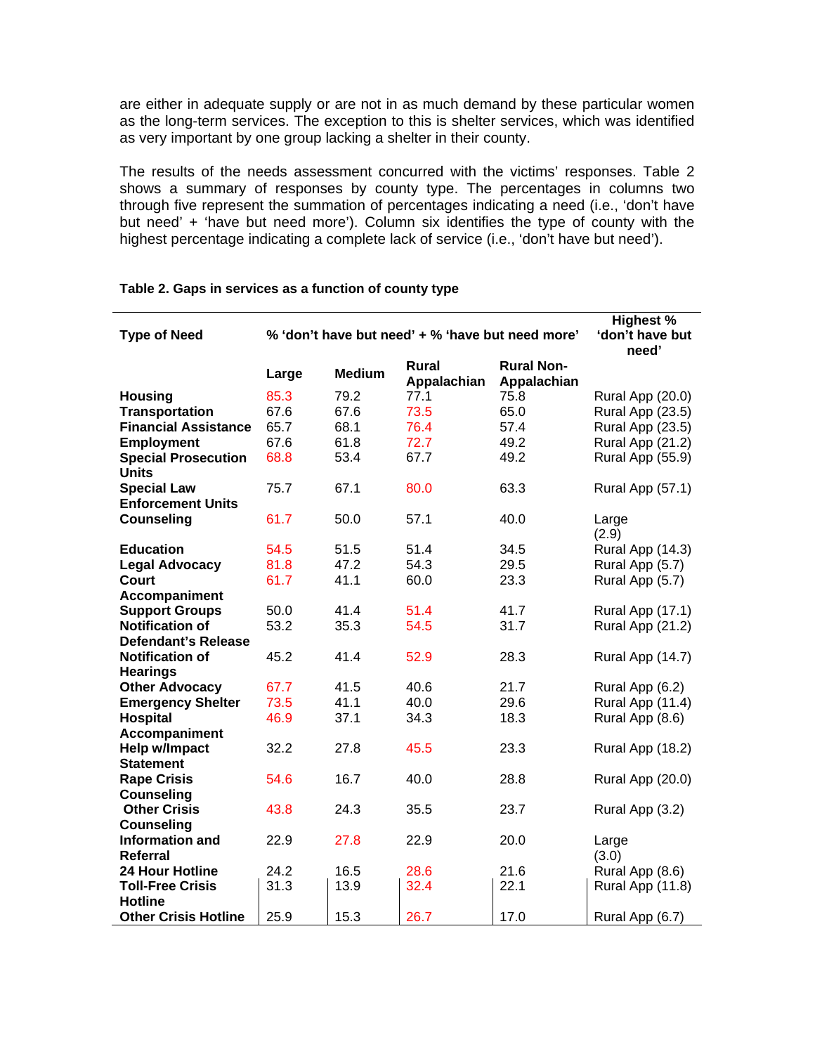are either in adequate supply or are not in as much demand by these particular women as the long-term services. The exception to this is shelter services, which was identified as very important by one group lacking a shelter in their county.

The results of the needs assessment concurred with the victims' responses. Table 2 shows a summary of responses by county type. The percentages in columns two through five represent the summation of percentages indicating a need (i.e., 'don't have but need' + 'have but need more'). Column six identifies the type of county with the highest percentage indicating a complete lack of service (i.e., 'don't have but need').

**Table 2. Gaps in services as a function of county type**

| Type of Need | % 'don't have but need' + % 'have but need more' | | | | Highest % 'don't have but need' |
|---|---|---|---|---|---|
| | Large | Medium | Rural Appalachian | Rural Non-Appalachian | |
| **Housing** | 85.3 | 79.2 | 77.1 | 75.8 | Rural App (20.0) |
| **Transportation** | 67.6 | 67.6 | 73.5 | 65.0 | Rural App (23.5) |
| **Financial Assistance** | 65.7 | 68.1 | 76.4 | 57.4 | Rural App (23.5) |
| **Employment** | 67.6 | 61.8 | 72.7 | 49.2 | Rural App (21.2) |
| **Special Prosecution Units** | 68.8 | 53.4 | 67.7 | 49.2 | Rural App (55.9) |
| **Special Law Enforcement Units** | 75.7 | 67.1 | 80.0 | 63.3 | Rural App (57.1) |
| **Counseling** | 61.7 | 50.0 | 57.1 | 40.0 | Large (2.9) |
| **Education** | 54.5 | 51.5 | 51.4 | 34.5 | Rural App (14.3) |
| **Legal Advocacy** | 81.8 | 47.2 | 54.3 | 29.5 | Rural App (5.7) |
| **Court Accompaniment** | 61.7 | 41.1 | 60.0 | 23.3 | Rural App (5.7) |
| **Support Groups** | 50.0 | 41.4 | 51.4 | 41.7 | Rural App (17.1) |
| **Notification of Defendant's Release** | 53.2 | 35.3 | 54.5 | 31.7 | Rural App (21.2) |
| **Notification of Hearings** | 45.2 | 41.4 | 52.9 | 28.3 | Rural App (14.7) |
| **Other Advocacy** | 67.7 | 41.5 | 40.6 | 21.7 | Rural App (6.2) |
| **Emergency Shelter** | 73.5 | 41.1 | 40.0 | 29.6 | Rural App (11.4) |
| **Hospital Accompaniment** | 46.9 | 37.1 | 34.3 | 18.3 | Rural App (8.6) |
| **Help w/Impact Statement** | 32.2 | 27.8 | 45.5 | 23.3 | Rural App (18.2) |
| **Rape Crisis Counseling** | 54.6 | 16.7 | 40.0 | 28.8 | Rural App (20.0) |
| **Other Crisis Counseling** | 43.8 | 24.3 | 35.5 | 23.7 | Rural App (3.2) |
| **Information and Referral** | 22.9 | 27.8 | 22.9 | 20.0 | Large (3.0) |
| **24 Hour Hotline** | 24.2 | 16.5 | 28.6 | 21.6 | Rural App (8.6) |
| **Toll-Free Crisis Hotline** | 31.3 | 13.9 | 32.4 | 22.1 | Rural App (11.8) |
| **Other Crisis Hotline** | 25.9 | 15.3 | 26.7 | 17.0 | Rural App (6.7) |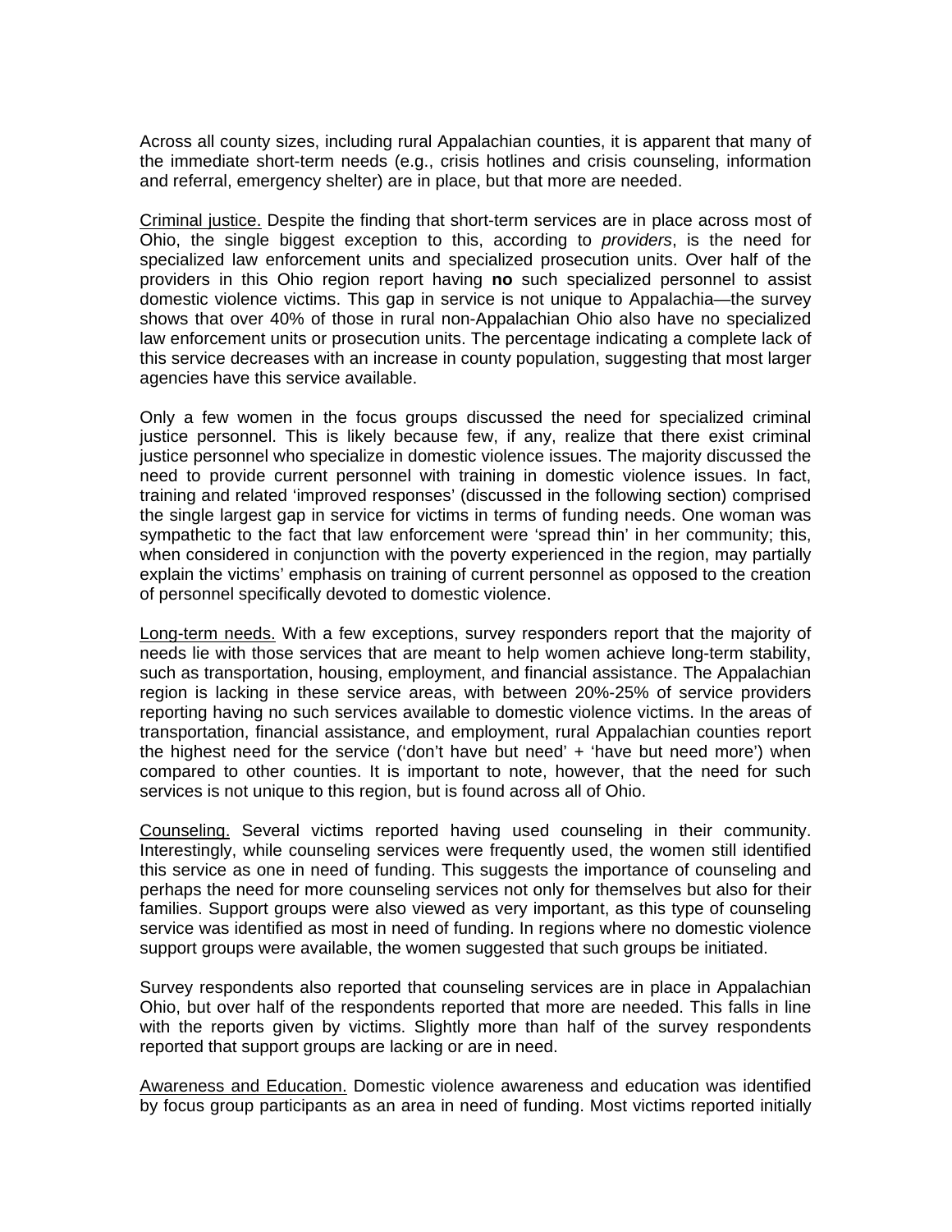Across all county sizes, including rural Appalachian counties, it is apparent that many of the immediate short-term needs (e.g., crisis hotlines and crisis counseling, information and referral, emergency shelter) are in place, but that more are needed.

<u>Criminal justice.</u> Despite the finding that short-term services are in place across most of Ohio, the single biggest exception to this, according to *providers*, is the need for specialized law enforcement units and specialized prosecution units. Over half of the providers in this Ohio region report having **no** such specialized personnel to assist domestic violence victims. This gap in service is not unique to Appalachia—the survey shows that over 40% of those in rural non-Appalachian Ohio also have no specialized law enforcement units or prosecution units. The percentage indicating a complete lack of this service decreases with an increase in county population, suggesting that most larger agencies have this service available.

Only a few women in the focus groups discussed the need for specialized criminal justice personnel. This is likely because few, if any, realize that there exist criminal justice personnel who specialize in domestic violence issues. The majority discussed the need to provide current personnel with training in domestic violence issues. In fact, training and related 'improved responses' (discussed in the following section) comprised the single largest gap in service for victims in terms of funding needs. One woman was sympathetic to the fact that law enforcement were 'spread thin' in her community; this, when considered in conjunction with the poverty experienced in the region, may partially explain the victims' emphasis on training of current personnel as opposed to the creation of personnel specifically devoted to domestic violence.

<u>Long-term needs.</u> With a few exceptions, survey responders report that the majority of needs lie with those services that are meant to help women achieve long-term stability, such as transportation, housing, employment, and financial assistance. The Appalachian region is lacking in these service areas, with between 20%-25% of service providers reporting having no such services available to domestic violence victims. In the areas of transportation, financial assistance, and employment, rural Appalachian counties report the highest need for the service ('don't have but need' + 'have but need more') when compared to other counties. It is important to note, however, that the need for such services is not unique to this region, but is found across all of Ohio.

<u>Counseling.</u> Several victims reported having used counseling in their community. Interestingly, while counseling services were frequently used, the women still identified this service as one in need of funding. This suggests the importance of counseling and perhaps the need for more counseling services not only for themselves but also for their families. Support groups were also viewed as very important, as this type of counseling service was identified as most in need of funding. In regions where no domestic violence support groups were available, the women suggested that such groups be initiated.

Survey respondents also reported that counseling services are in place in Appalachian Ohio, but over half of the respondents reported that more are needed. This falls in line with the reports given by victims. Slightly more than half of the survey respondents reported that support groups are lacking or are in need.

<u>Awareness and Education.</u> Domestic violence awareness and education was identified by focus group participants as an area in need of funding. Most victims reported initially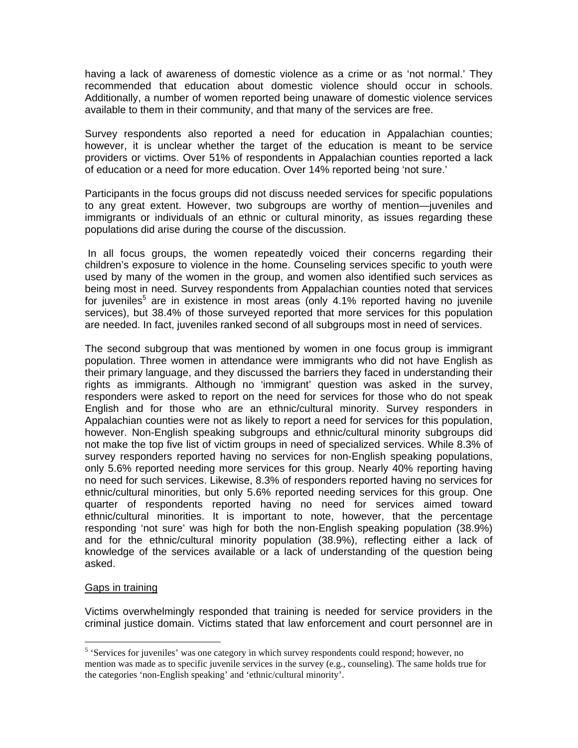having a lack of awareness of domestic violence as a crime or as 'not normal.' They recommended that education about domestic violence should occur in schools. Additionally, a number of women reported being unaware of domestic violence services available to them in their community, and that many of the services are free.

Survey respondents also reported a need for education in Appalachian counties; however, it is unclear whether the target of the education is meant to be service providers or victims. Over 51% of respondents in Appalachian counties reported a lack of education or a need for more education. Over 14% reported being 'not sure.'

Participants in the focus groups did not discuss needed services for specific populations to any great extent. However, two subgroups are worthy of mention—juveniles and immigrants or individuals of an ethnic or cultural minority, as issues regarding these populations did arise during the course of the discussion.

In all focus groups, the women repeatedly voiced their concerns regarding their children's exposure to violence in the home. Counseling services specific to youth were used by many of the women in the group, and women also identified such services as being most in need. Survey respondents from Appalachian counties noted that services for juveniles[5] are in existence in most areas (only 4.1% reported having no juvenile services), but 38.4% of those surveyed reported that more services for this population are needed. In fact, juveniles ranked second of all subgroups most in need of services.

The second subgroup that was mentioned by women in one focus group is immigrant population. Three women in attendance were immigrants who did not have English as their primary language, and they discussed the barriers they faced in understanding their rights as immigrants. Although no 'immigrant' question was asked in the survey, responders were asked to report on the need for services for those who do not speak English and for those who are an ethnic/cultural minority. Survey responders in Appalachian counties were not as likely to report a need for services for this population, however. Non-English speaking subgroups and ethnic/cultural minority subgroups did not make the top five list of victim groups in need of specialized services. While 8.3% of survey responders reported having no services for non-English speaking populations, only 5.6% reported needing more services for this group. Nearly 40% reporting having no need for such services. Likewise, 8.3% of responders reported having no services for ethnic/cultural minorities, but only 5.6% reported needing services for this group. One quarter of respondents reported having no need for services aimed toward ethnic/cultural minorities. It is important to note, however, that the percentage responding 'not sure' was high for both the non-English speaking population (38.9%) and for the ethnic/cultural minority population (38.9%), reflecting either a lack of knowledge of the services available or a lack of understanding of the question being asked.

Gaps in training

Victims overwhelmingly responded that training is needed for service providers in the criminal justice domain. Victims stated that law enforcement and court personnel are in

[5] 'Services for juveniles' was one category in which survey respondents could respond; however, no mention was made as to specific juvenile services in the survey (e.g., counseling). The same holds true for the categories 'non-English speaking' and 'ethnic/cultural minority'.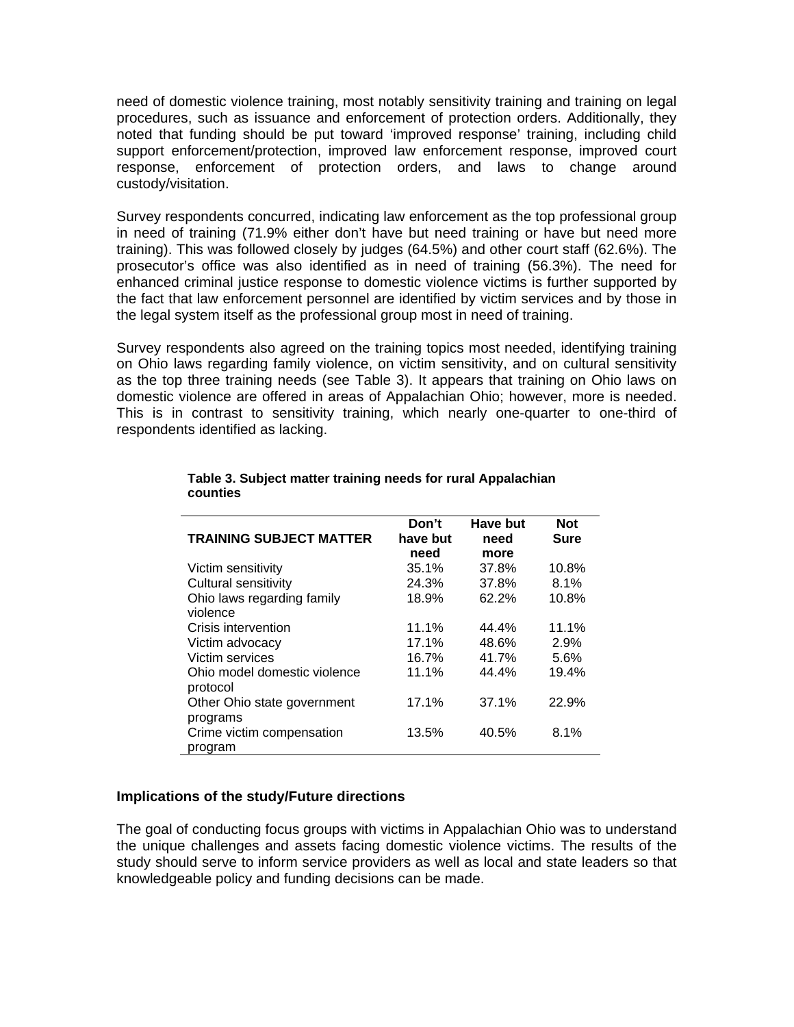need of domestic violence training, most notably sensitivity training and training on legal procedures, such as issuance and enforcement of protection orders. Additionally, they noted that funding should be put toward 'improved response' training, including child support enforcement/protection, improved law enforcement response, improved court response, enforcement of protection orders, and laws to change around custody/visitation.

Survey respondents concurred, indicating law enforcement as the top professional group in need of training (71.9% either don't have but need training or have but need more training). This was followed closely by judges (64.5%) and other court staff (62.6%). The prosecutor's office was also identified as in need of training (56.3%). The need for enhanced criminal justice response to domestic violence victims is further supported by the fact that law enforcement personnel are identified by victim services and by those in the legal system itself as the professional group most in need of training.

Survey respondents also agreed on the training topics most needed, identifying training on Ohio laws regarding family violence, on victim sensitivity, and on cultural sensitivity as the top three training needs (see Table 3). It appears that training on Ohio laws on domestic violence are offered in areas of Appalachian Ohio; however, more is needed. This is in contrast to sensitivity training, which nearly one-quarter to one-third of respondents identified as lacking.

**Table 3. Subject matter training needs for rural Appalachian counties**

| TRAINING SUBJECT MATTER | Don't have but need | Have but need more | Not Sure |
|---|---|---|---|
| Victim sensitivity | 35.1% | 37.8% | 10.8% |
| Cultural sensitivity | 24.3% | 37.8% | 8.1% |
| Ohio laws regarding family violence | 18.9% | 62.2% | 10.8% |
| Crisis intervention | 11.1% | 44.4% | 11.1% |
| Victim advocacy | 17.1% | 48.6% | 2.9% |
| Victim services | 16.7% | 41.7% | 5.6% |
| Ohio model domestic violence protocol | 11.1% | 44.4% | 19.4% |
| Other Ohio state government programs | 17.1% | 37.1% | 22.9% |
| Crime victim compensation program | 13.5% | 40.5% | 8.1% |

### Implications of the study/Future directions

The goal of conducting focus groups with victims in Appalachian Ohio was to understand the unique challenges and assets facing domestic violence victims. The results of the study should serve to inform service providers as well as local and state leaders so that knowledgeable policy and funding decisions can be made.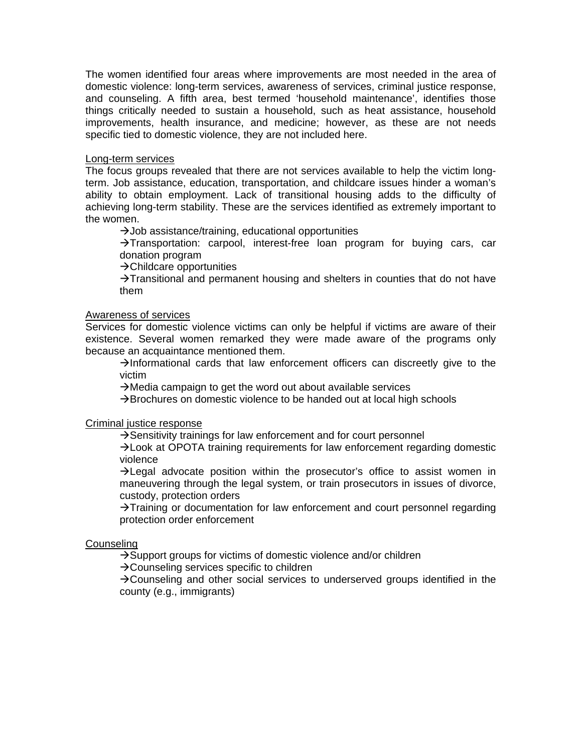The women identified four areas where improvements are most needed in the area of domestic violence: long-term services, awareness of services, criminal justice response, and counseling. A fifth area, best termed 'household maintenance', identifies those things critically needed to sustain a household, such as heat assistance, household improvements, health insurance, and medicine; however, as these are not needs specific tied to domestic violence, they are not included here.

<u>Long-term services</u>

The focus groups revealed that there are not services available to help the victim long-term. Job assistance, education, transportation, and childcare issues hinder a woman's ability to obtain employment. Lack of transitional housing adds to the difficulty of achieving long-term stability. These are the services identified as extremely important to the women.

- →Job assistance/training, educational opportunities
- →Transportation: carpool, interest-free loan program for buying cars, car donation program
- →Childcare opportunities
- →Transitional and permanent housing and shelters in counties that do not have them

<u>Awareness of services</u>

Services for domestic violence victims can only be helpful if victims are aware of their existence. Several women remarked they were made aware of the programs only because an acquaintance mentioned them.

- →Informational cards that law enforcement officers can discreetly give to the victim
- →Media campaign to get the word out about available services
- →Brochures on domestic violence to be handed out at local high schools

<u>Criminal justice response</u>

- →Sensitivity trainings for law enforcement and for court personnel
- →Look at OPOTA training requirements for law enforcement regarding domestic violence
- →Legal advocate position within the prosecutor's office to assist women in maneuvering through the legal system, or train prosecutors in issues of divorce, custody, protection orders
- →Training or documentation for law enforcement and court personnel regarding protection order enforcement

<u>Counseling</u>

- →Support groups for victims of domestic violence and/or children
- →Counseling services specific to children
- →Counseling and other social services to underserved groups identified in the county (e.g., immigrants)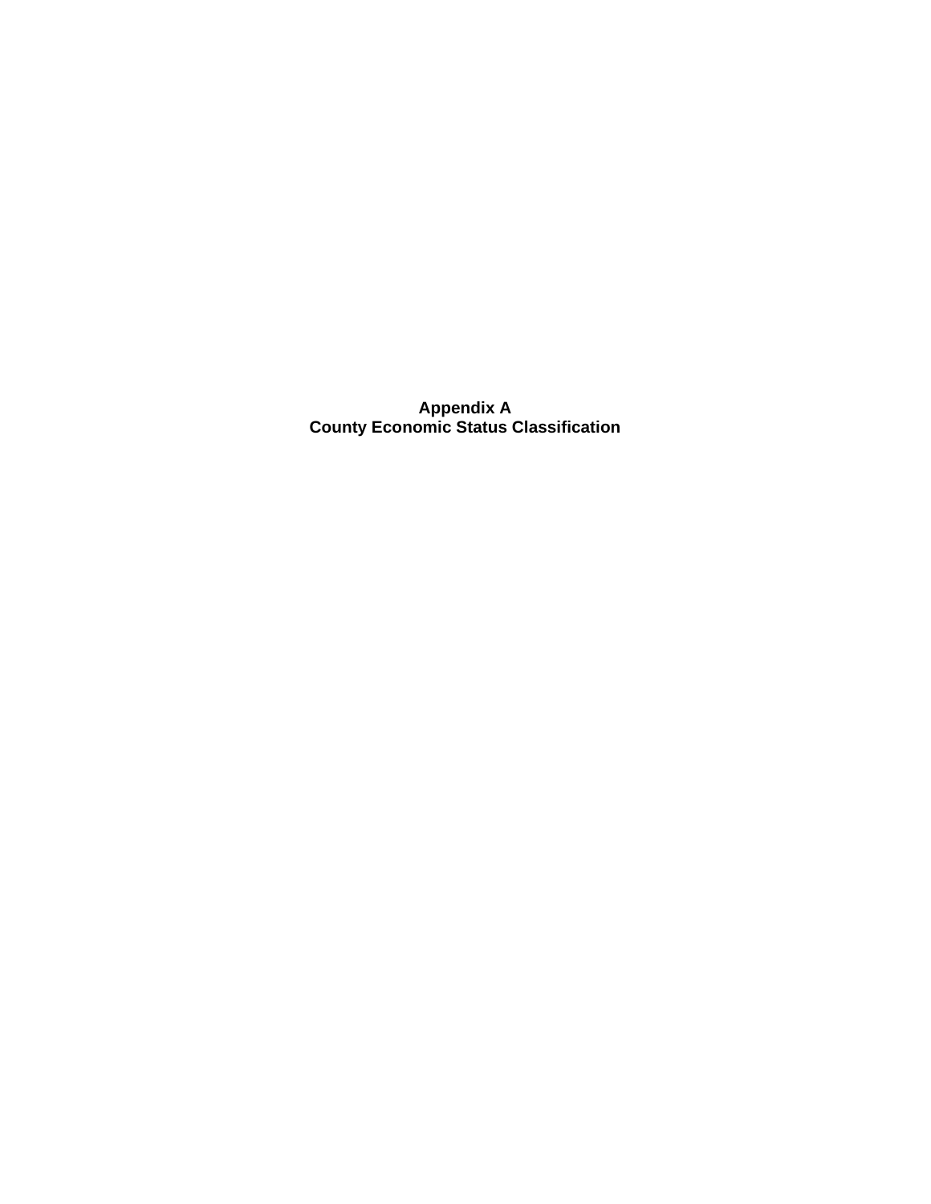# Appendix A
# County Economic Status Classification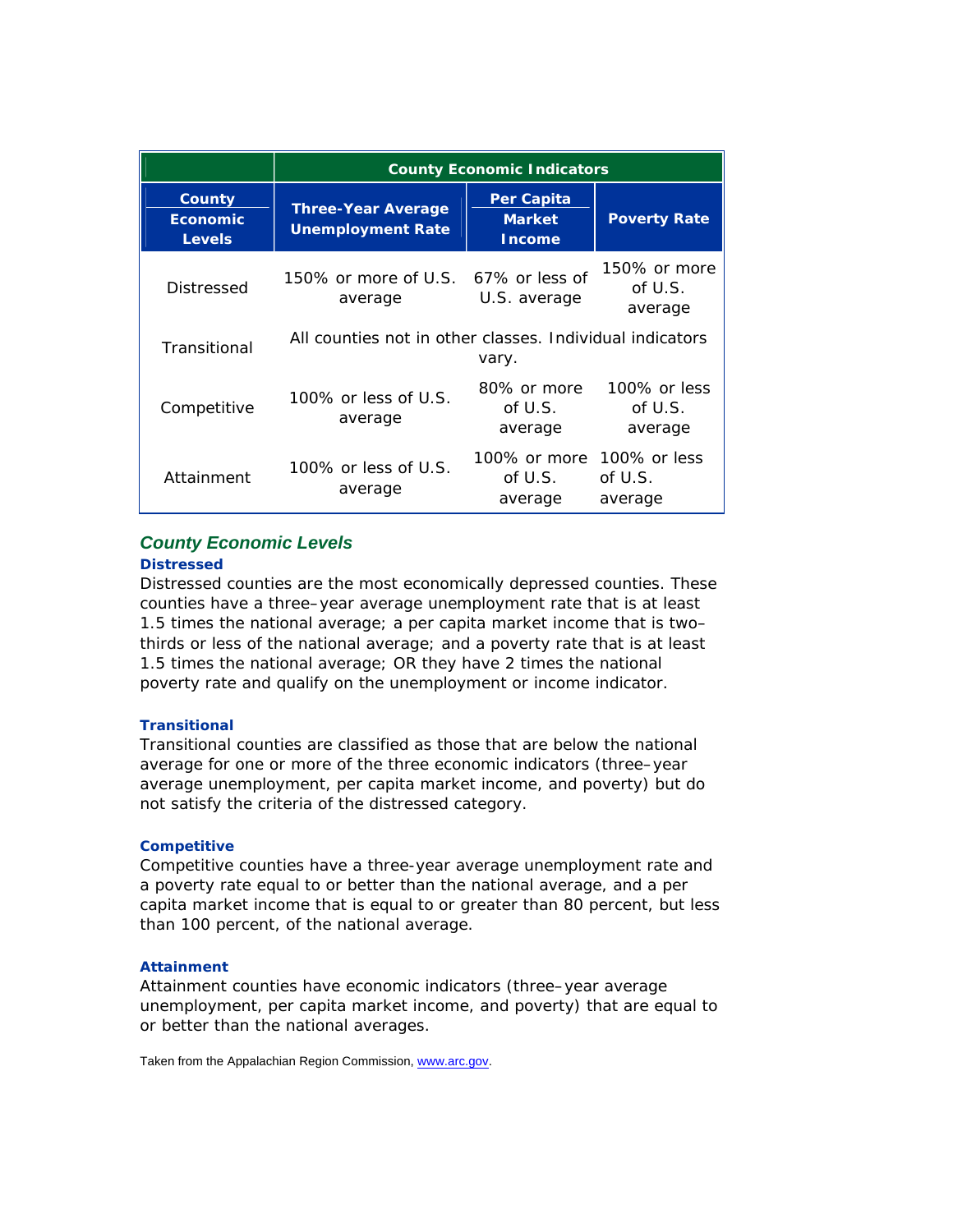| | County Economic Indicators | | |
|---|---|---|---|
| **County Economic Levels** | **Three-Year Average Unemployment Rate** | **Per Capita Market Income** | **Poverty Rate** |
| Distressed | 150% or more of U.S. average | 67% or less of U.S. average | 150% or more of U.S. average |
| Transitional | All counties not in other classes. Individual indicators vary. | | |
| Competitive | 100% or less of U.S. average | 80% or more of U.S. average | 100% or less of U.S. average |
| Attainment | 100% or less of U.S. average | 100% or more of U.S. average | 100% or less of U.S. average |

## *County Economic Levels*

### Distressed

Distressed counties are the most economically depressed counties. These counties have a three–year average unemployment rate that is at least 1.5 times the national average; a per capita market income that is two–thirds or less of the national average; and a poverty rate that is at least 1.5 times the national average; OR they have 2 times the national poverty rate and qualify on the unemployment or income indicator.

### Transitional

Transitional counties are classified as those that are below the national average for one or more of the three economic indicators (three–year average unemployment, per capita market income, and poverty) but do not satisfy the criteria of the distressed category.

### Competitive

Competitive counties have a three-year average unemployment rate and a poverty rate equal to or better than the national average, and a per capita market income that is equal to or greater than 80 percent, but less than 100 percent, of the national average.

### Attainment

Attainment counties have economic indicators (three–year average unemployment, per capita market income, and poverty) that are equal to or better than the national averages.

Taken from the Appalachian Region Commission, www.arc.gov.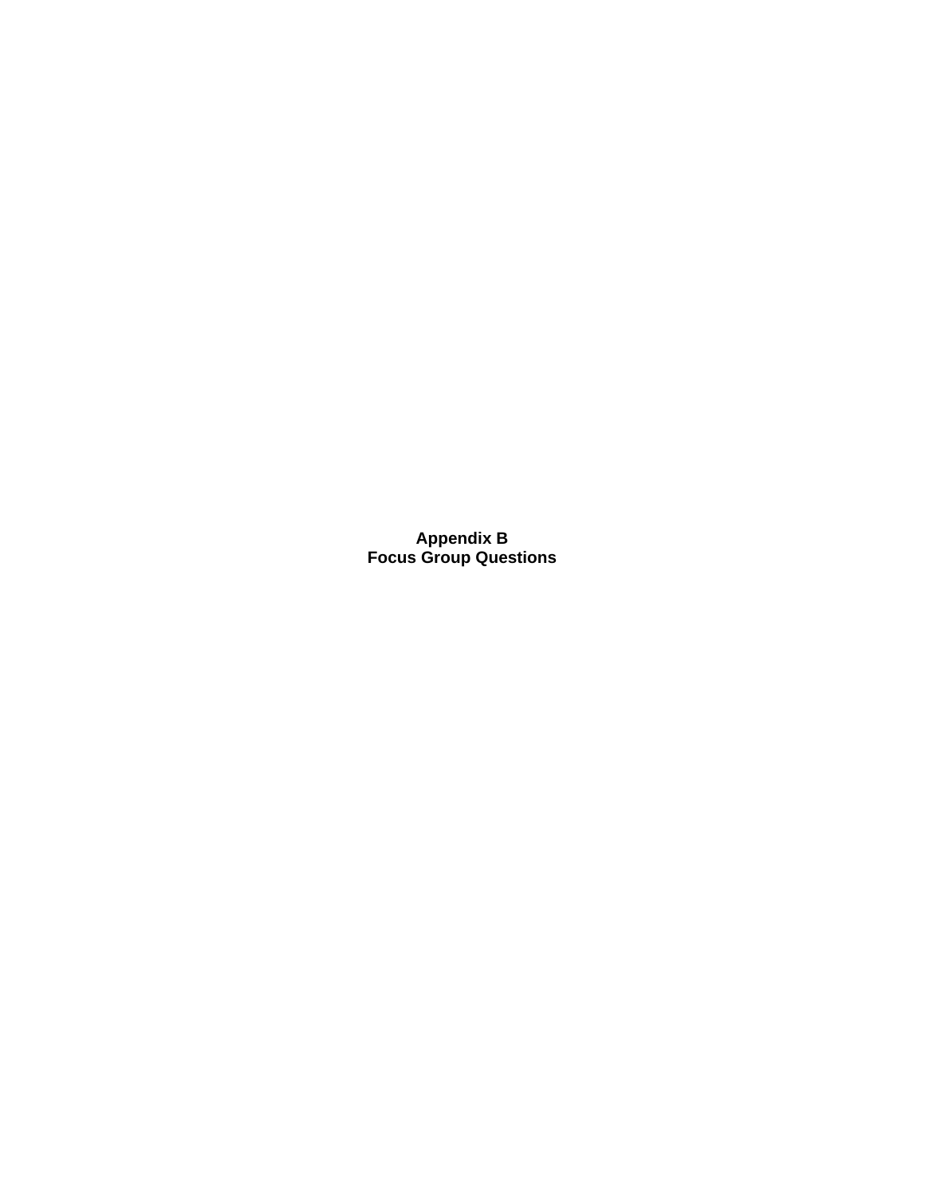# Appendix B
# Focus Group Questions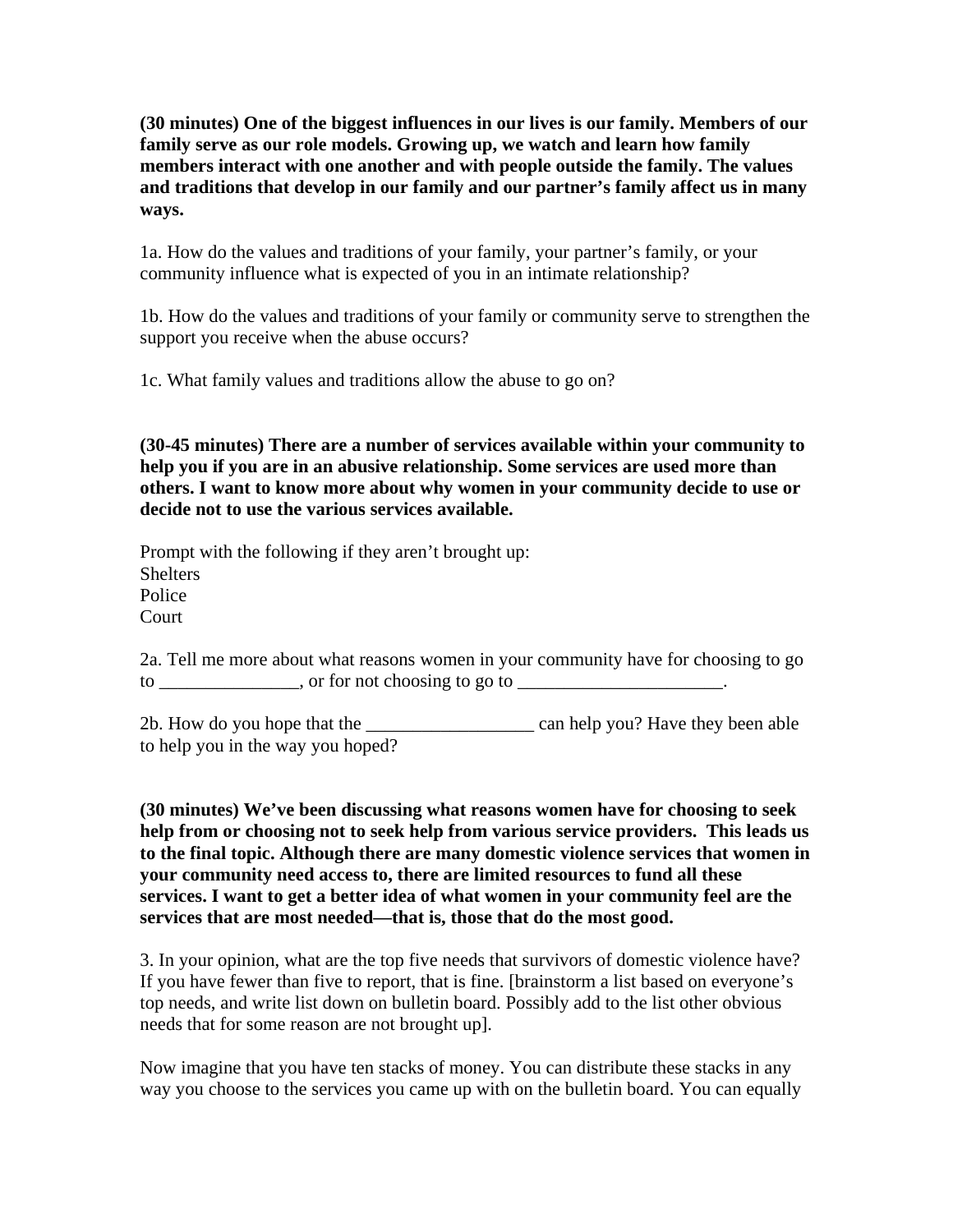**(30 minutes) One of the biggest influences in our lives is our family. Members of our family serve as our role models. Growing up, we watch and learn how family members interact with one another and with people outside the family. The values and traditions that develop in our family and our partner's family affect us in many ways.**

1a. How do the values and traditions of your family, your partner's family, or your community influence what is expected of you in an intimate relationship?

1b. How do the values and traditions of your family or community serve to strengthen the support you receive when the abuse occurs?

1c. What family values and traditions allow the abuse to go on?

**(30-45 minutes) There are a number of services available within your community to help you if you are in an abusive relationship. Some services are used more than others. I want to know more about why women in your community decide to use or decide not to use the various services available.**

Prompt with the following if they aren't brought up:
Shelters
Police
Court

2a. Tell me more about what reasons women in your community have for choosing to go to _______________, or for not choosing to go to ______________________.

2b. How do you hope that the __________________ can help you? Have they been able to help you in the way you hoped?

**(30 minutes) We've been discussing what reasons women have for choosing to seek help from or choosing not to seek help from various service providers. This leads us to the final topic. Although there are many domestic violence services that women in your community need access to, there are limited resources to fund all these services. I want to get a better idea of what women in your community feel are the services that are most needed—that is, those that do the most good.**

3. In your opinion, what are the top five needs that survivors of domestic violence have? If you have fewer than five to report, that is fine. [brainstorm a list based on everyone's top needs, and write list down on bulletin board. Possibly add to the list other obvious needs that for some reason are not brought up].

Now imagine that you have ten stacks of money. You can distribute these stacks in any way you choose to the services you came up with on the bulletin board. You can equally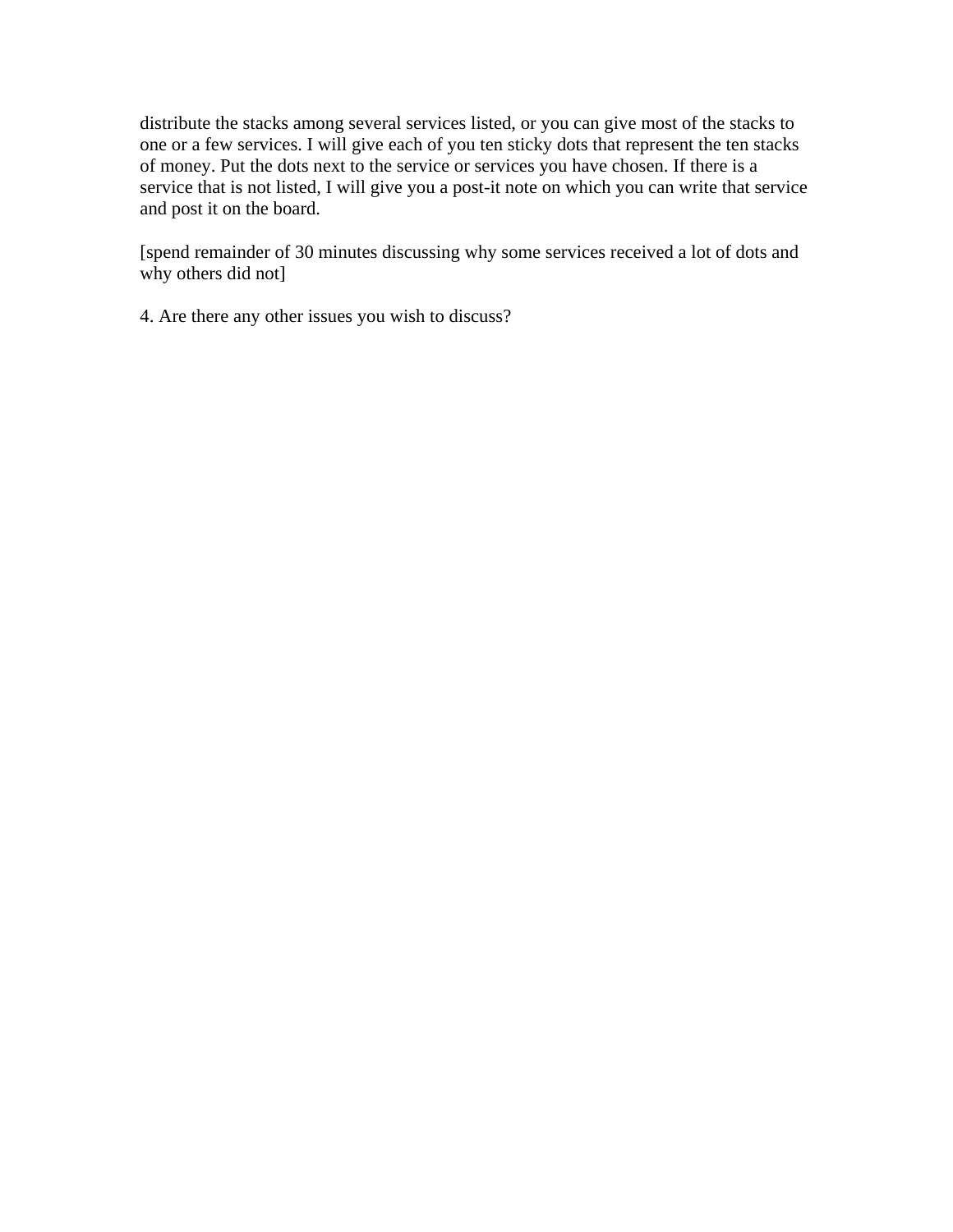distribute the stacks among several services listed, or you can give most of the stacks to one or a few services. I will give each of you ten sticky dots that represent the ten stacks of money. Put the dots next to the service or services you have chosen. If there is a service that is not listed, I will give you a post-it note on which you can write that service and post it on the board.

[spend remainder of 30 minutes discussing why some services received a lot of dots and why others did not]

4. Are there any other issues you wish to discuss?